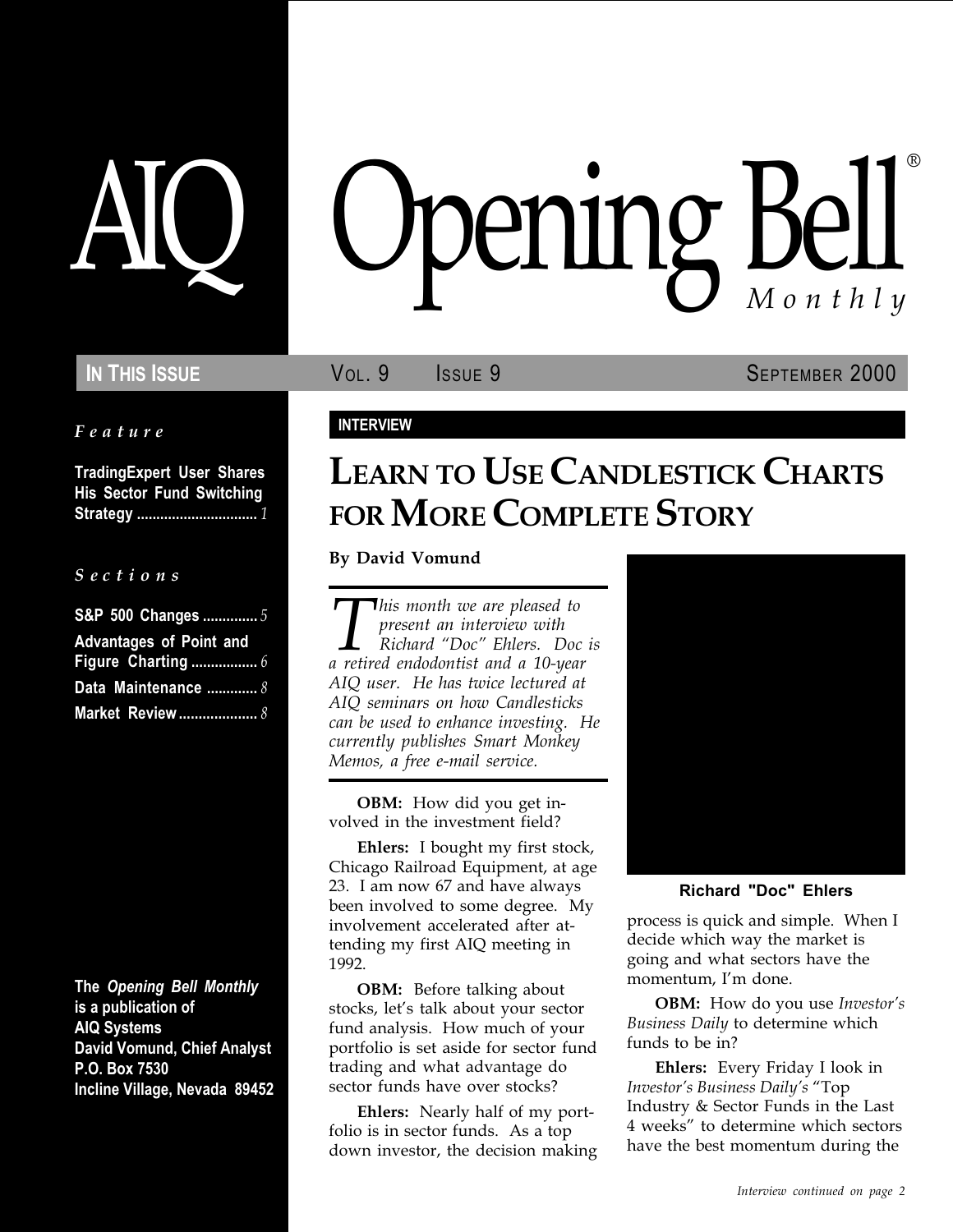# AIQ Opening Bell® Monthly

**IN THIS ISSUE** — VOL. 9 ISSUE 9 — SEPTEMBER 2000

*Feature*

**TradingExpert User Shares His Sector Fund Switching Strategy** .............................. *1*

*Sections*

**S&P 500 Changes** .............. *5*
**Advantages of Point and Figure Charting** ................. *6*
**Data Maintenance** ............. *8*
**Market Review** .................... *8*

**The *Opening Bell Monthly* is a publication of AIQ Systems**
**David Vomund, Chief Analyst**
**P.O. Box 7530**
**Incline Village, Nevada 89452**

**INTERVIEW**

## LEARN TO USE CANDLESTICK CHARTS FOR MORE COMPLETE STORY

**By David Vomund**

*This month we are pleased to present an interview with Richard "Doc" Ehlers. Doc is a retired endodontist and a 10-year AIQ user. He has twice lectured at AIQ seminars on how Candlesticks can be used to enhance investing. He currently publishes Smart Monkey Memos, a free e-mail service.*

**OBM:** How did you get involved in the investment field?

**Ehlers:** I bought my first stock, Chicago Railroad Equipment, at age 23. I am now 67 and have always been involved to some degree. My involvement accelerated after attending my first AIQ meeting in 1992.

**OBM:** Before talking about stocks, let's talk about your sector fund analysis. How much of your portfolio is set aside for sector fund trading and what advantage do sector funds have over stocks?

**Ehlers:** Nearly half of my portfolio is in sector funds. As a top down investor, the decision making process is quick and simple. When I decide which way the market is going and what sectors have the momentum, I'm done.

**Richard "Doc" Ehlers**

**OBM:** How do you use *Investor's Business Daily* to determine which funds to be in?

**Ehlers:** Every Friday I look in *Investor's Business Daily's* "Top Industry & Sector Funds in the Last 4 weeks" to determine which sectors have the best momentum during the

*Interview continued on page 2*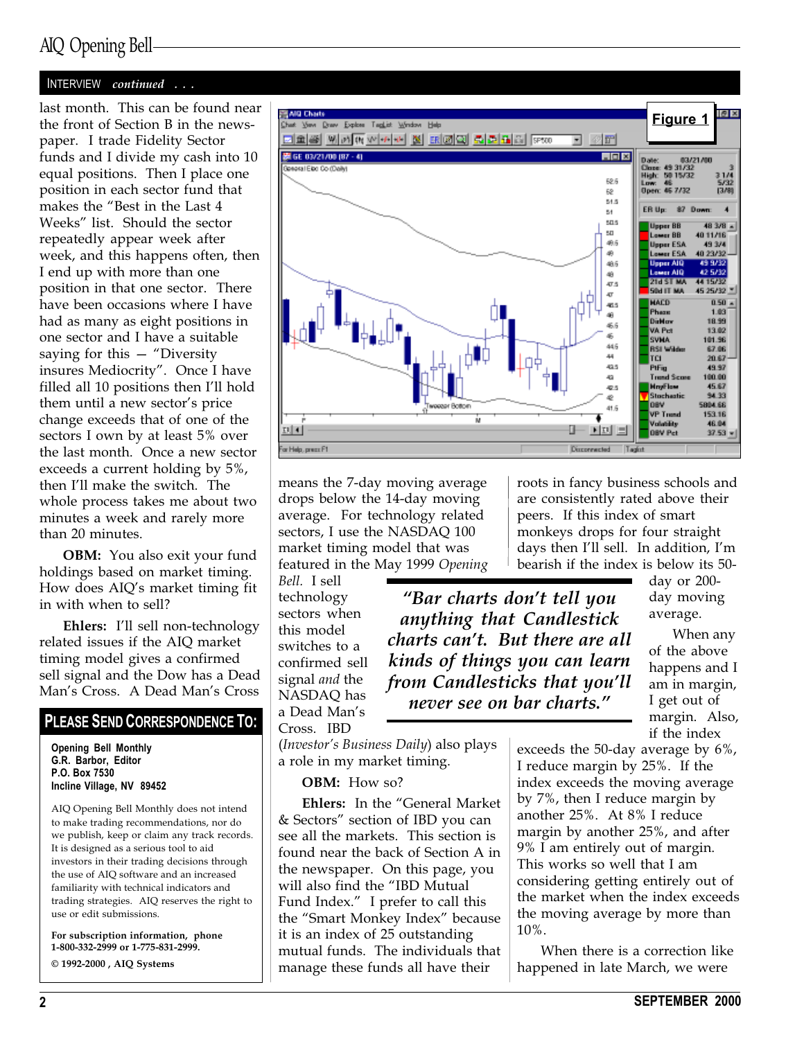INTERVIEW *continued . . .*

last month. This can be found near the front of Section B in the newspaper. I trade Fidelity Sector funds and I divide my cash into 10 equal positions. Then I place one position in each sector fund that makes the "Best in the Last 4 Weeks" list. Should the sector repeatedly appear week after week, and this happens often, then I end up with more than one position in that one sector. There have been occasions where I have had as many as eight positions in one sector and I have a suitable saying for this — "Diversity insures Mediocrity". Once I have filled all 10 positions then I'll hold them until a new sector's price change exceeds that of one of the sectors I own by at least 5% over the last month. Once a new sector exceeds a current holding by 5%, then I'll make the switch. The whole process takes me about two minutes a week and rarely more than 20 minutes.

**OBM:** You also exit your fund holdings based on market timing. How does AIQ's market timing fit in with when to sell?

**Ehlers:** I'll sell non-technology related issues if the AIQ market timing model gives a confirmed sell signal and the Dow has a Dead Man's Cross. A Dead Man's Cross means the 7-day moving average drops below the 14-day moving average. For technology related sectors, I use the NASDAQ 100 market timing model that was featured in the May 1999 *Opening Bell*. I sell technology sectors when this model switches to a confirmed sell signal *and* the NASDAQ has a Dead Man's Cross. IBD (*Investor's Business Daily*) also plays a role in my market timing.

**Figure 1**

> ***"Bar charts don't tell you anything that Candlestick charts can't. But there are all kinds of things you can learn from Candlesticks that you'll never see on bar charts."***

**OBM:** How so?

**Ehlers:** In the "General Market & Sectors" section of IBD you can see all the markets. This section is found near the back of Section A in the newspaper. On this page, you will also find the "IBD Mutual Fund Index." I prefer to call this the "Smart Monkey Index" because it is an index of 25 outstanding mutual funds. The individuals that manage these funds all have their roots in fancy business schools and are consistently rated above their peers. If this index of smart monkeys drops for four straight days then I'll sell. In addition, I'm bearish if the index is below its 50-day or 200-day moving average.

When any of the above happens and I am in margin, I get out of margin. Also, if the index exceeds the 50-day average by 6%, I reduce margin by 25%. If the index exceeds the moving average by 7%, then I reduce margin by another 25%. At 8% I reduce margin by another 25%, and after 9% I am entirely out of margin. This works so well that I am considering getting entirely out of the market when the index exceeds the moving average by more than 10%.

When there is a correction like happened in late March, we were

## PLEASE SEND CORRESPONDENCE TO:

**Opening Bell Monthly**
**G.R. Barbor, Editor**
**P.O. Box 7530**
**Incline Village, NV 89452**

AIQ Opening Bell Monthly does not intend to make trading recommendations, nor do we publish, keep or claim any track records. It is designed as a serious tool to aid investors in their trading decisions through the use of AIQ software and an increased familiarity with technical indicators and trading strategies. AIQ reserves the right to use or edit submissions.

**For subscription information, phone 1-800-332-2999 or 1-775-831-2999.**

**© 1992-2000 , AIQ Systems**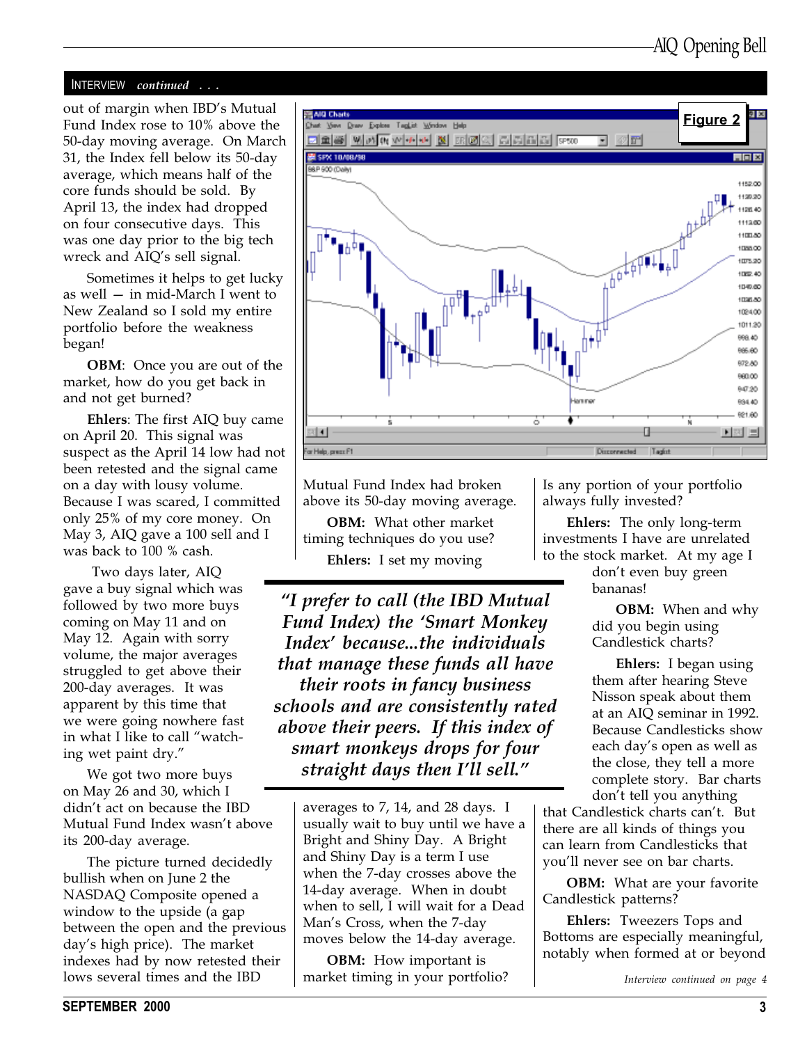INTERVIEW *continued . . .*

out of margin when IBD's Mutual Fund Index rose to 10% above the 50-day moving average. On March 31, the Index fell below its 50-day average, which means half of the core funds should be sold. By April 13, the index had dropped on four consecutive days. This was one day prior to the big tech wreck and AIQ's sell signal.

Sometimes it helps to get lucky as well — in mid-March I went to New Zealand so I sold my entire portfolio before the weakness began!

**OBM**: Once you are out of the market, how do you get back in and not get burned?

**Ehlers**: The first AIQ buy came on April 20. This signal was suspect as the April 14 low had not been retested and the signal came on a day with lousy volume. Because I was scared, I committed only 25% of my core money. On May 3, AIQ gave a 100 sell and I was back to 100 % cash.

Two days later, AIQ gave a buy signal which was followed by two more buys coming on May 11 and on May 12. Again with sorry volume, the major averages struggled to get above their 200-day averages. It was apparent by this time that we were going nowhere fast in what I like to call "watching wet paint dry."

We got two more buys on May 26 and 30, which I didn't act on because the IBD Mutual Fund Index wasn't above its 200-day average.

The picture turned decidedly bullish when on June 2 the NASDAQ Composite opened a window to the upside (a gap between the open and the previous day's high price). The market indexes had by now retested their lows several times and the IBD Mutual Fund Index had broken above its 50-day moving average.

**Figure 2**

**OBM:** What other market timing techniques do you use?

**Ehlers:** I set my moving averages to 7, 14, and 28 days. I usually wait to buy until we have a Bright and Shiny Day. A Bright and Shiny Day is a term I use when the 7-day crosses above the 14-day average. When in doubt when to sell, I will wait for a Dead Man's Cross, when the 7-day moves below the 14-day average.

> *"I prefer to call (the IBD Mutual Fund Index) the 'Smart Monkey Index' because...the individuals that manage these funds all have their roots in fancy business schools and are consistently rated above their peers. If this index of smart monkeys drops for four straight days then I'll sell."*

**OBM:** How important is market timing in your portfolio? Is any portion of your portfolio always fully invested?

**Ehlers:** The only long-term investments I have are unrelated to the stock market. At my age I don't even buy green bananas!

**OBM:** When and why did you begin using Candlestick charts?

**Ehlers:** I began using them after hearing Steve Nisson speak about them at an AIQ seminar in 1992. Because Candlesticks show each day's open as well as the close, they tell a more complete story. Bar charts don't tell you anything that Candlestick charts can't. But there are all kinds of things you can learn from Candlesticks that you'll never see on bar charts.

**OBM:** What are your favorite Candlestick patterns?

**Ehlers:** Tweezers Tops and Bottoms are especially meaningful, notably when formed at or beyond

*Interview continued on page 4*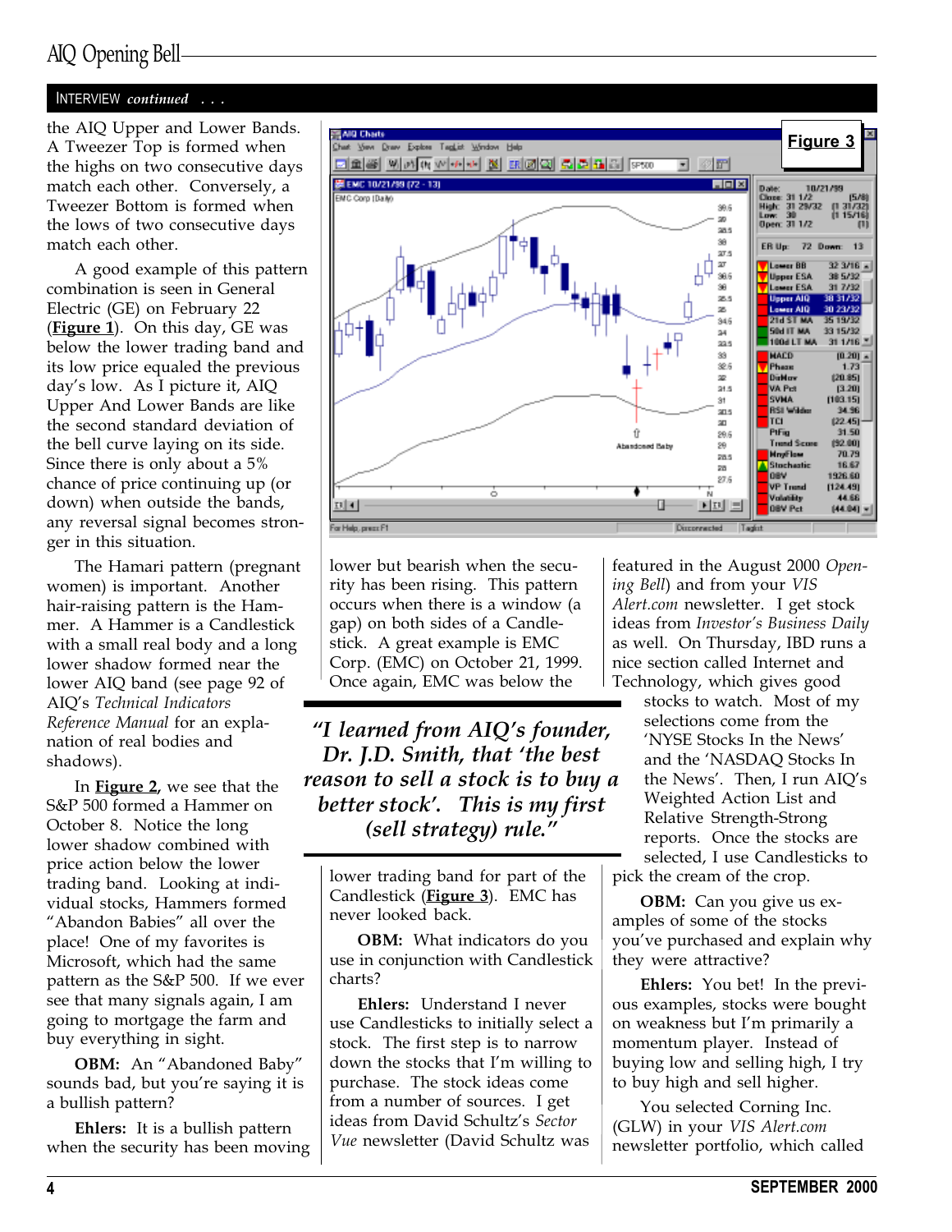INTERVIEW *continued . . .*

the AIQ Upper and Lower Bands. A Tweezer Top is formed when the highs on two consecutive days match each other. Conversely, a Tweezer Bottom is formed when the lows of two consecutive days match each other.

A good example of this pattern combination is seen in General Electric (GE) on February 22 (**Figure 1**). On this day, GE was below the lower trading band and its low price equaled the previous day's low. As I picture it, AIQ Upper And Lower Bands are like the second standard deviation of the bell curve laying on its side. Since there is only about a 5% chance of price continuing up (or down) when outside the bands, any reversal signal becomes stronger in this situation.

The Hamari pattern (pregnant women) is important. Another hair-raising pattern is the Hammer. A Hammer is a Candlestick with a small real body and a long lower shadow formed near the lower AIQ band (see page 92 of AIQ's *Technical Indicators Reference Manual* for an explanation of real bodies and shadows).

In **Figure 2**, we see that the S&P 500 formed a Hammer on October 8. Notice the long lower shadow combined with price action below the lower trading band. Looking at individual stocks, Hammers formed "Abandon Babies" all over the place! One of my favorites is Microsoft, which had the same pattern as the S&P 500. If we ever see that many signals again, I am going to mortgage the farm and buy everything in sight.

**OBM:** An "Abandoned Baby" sounds bad, but you're saying it is a bullish pattern?

**Ehlers:** It is a bullish pattern when the security has been moving lower but bearish when the security has been rising. This pattern occurs when there is a window (a gap) on both sides of a Candlestick. A great example is EMC Corp. (EMC) on October 21, 1999. Once again, EMC was below the lower trading band for part of the Candlestick (**Figure 3**). EMC has never looked back.

**Figure 3**

> *"I learned from AIQ's founder, Dr. J.D. Smith, that 'the best reason to sell a stock is to buy a better stock'. This is my first (sell strategy) rule."*

**OBM:** What indicators do you use in conjunction with Candlestick charts?

**Ehlers:** Understand I never use Candlesticks to initially select a stock. The first step is to narrow down the stocks that I'm willing to purchase. The stock ideas come from a number of sources. I get ideas from David Schultz's *Sector Vue* newsletter (David Schultz was featured in the August 2000 *Opening Bell*) and from your *VIS Alert.com* newsletter. I get stock ideas from *Investor's Business Daily* as well. On Thursday, IBD runs a nice section called Internet and Technology, which gives good stocks to watch. Most of my selections come from the 'NYSE Stocks In the News' and the 'NASDAQ Stocks In the News'. Then, I run AIQ's Weighted Action List and Relative Strength-Strong reports. Once the stocks are selected, I use Candlesticks to pick the cream of the crop.

**OBM:** Can you give us examples of some of the stocks you've purchased and explain why they were attractive?

**Ehlers:** You bet! In the previous examples, stocks were bought on weakness but I'm primarily a momentum player. Instead of buying low and selling high, I try to buy high and sell higher.

You selected Corning Inc. (GLW) in your *VIS Alert.com* newsletter portfolio, which called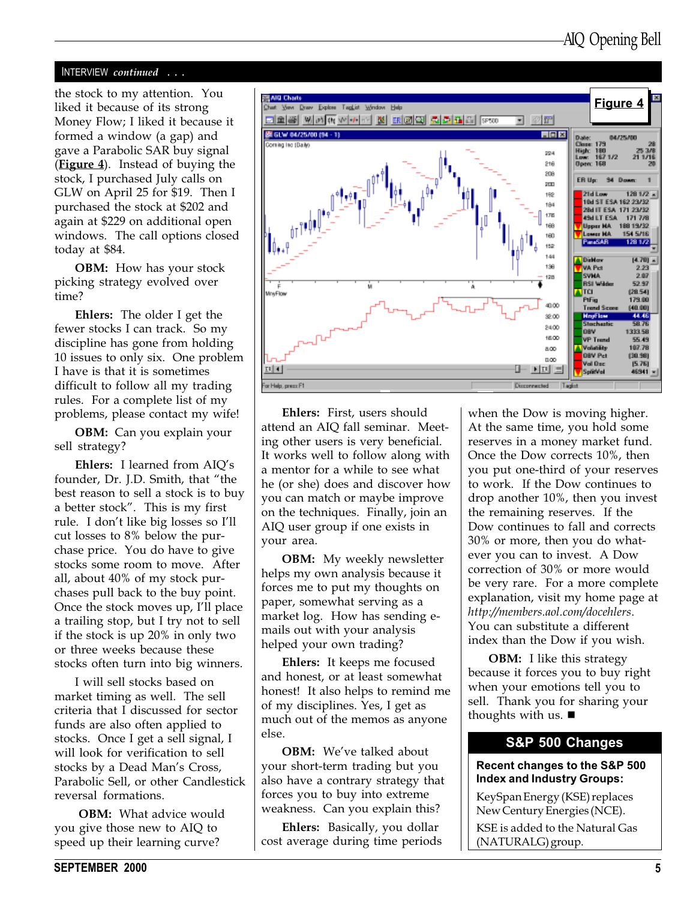## INTERVIEW *continued* . . .

the stock to my attention. You liked it because of its strong Money Flow; I liked it because it formed a window (a gap) and gave a Parabolic SAR buy signal (**Figure 4**). Instead of buying the stock, I purchased July calls on GLW on April 25 for $19. Then I purchased the stock at $202 and again at $229 on additional open windows. The call options closed today at $84.

**OBM:** How has your stock picking strategy evolved over time?

**Ehlers:** The older I get the fewer stocks I can track. So my discipline has gone from holding 10 issues to only six. One problem I have is that it is sometimes difficult to follow all my trading rules. For a complete list of my problems, please contact my wife!

**OBM:** Can you explain your sell strategy?

**Ehlers:** I learned from AIQ's founder, Dr. J.D. Smith, that "the best reason to sell a stock is to buy a better stock". This is my first rule. I don't like big losses so I'll cut losses to 8% below the purchase price. You do have to give stocks some room to move. After all, about 40% of my stock purchases pull back to the buy point. Once the stock moves up, I'll place a trailing stop, but I try not to sell if the stock is up 20% in only two or three weeks because these stocks often turn into big winners.

I will sell stocks based on market timing as well. The sell criteria that I discussed for sector funds are also often applied to stocks. Once I get a sell signal, I will look for verification to sell stocks by a Dead Man's Cross, Parabolic Sell, or other Candlestick reversal formations.

**OBM:** What advice would you give those new to AIQ to speed up their learning curve?

**Figure 4**

**Ehlers:** First, users should attend an AIQ fall seminar. Meeting other users is very beneficial. It works well to follow along with a mentor for a while to see what he (or she) does and discover how you can match or maybe improve on the techniques. Finally, join an AIQ user group if one exists in your area.

**OBM:** My weekly newsletter helps my own analysis because it forces me to put my thoughts on paper, somewhat serving as a market log. How has sending e-mails out with your analysis helped your own trading?

**Ehlers:** It keeps me focused and honest, or at least somewhat honest! It also helps to remind me of my disciplines. Yes, I get as much out of the memos as anyone else.

**OBM:** We've talked about your short-term trading but you also have a contrary strategy that forces you to buy into extreme weakness. Can you explain this?

**Ehlers:** Basically, you dollar cost average during time periods when the Dow is moving higher. At the same time, you hold some reserves in a money market fund. Once the Dow corrects 10%, then you put one-third of your reserves to work. If the Dow continues to drop another 10%, then you invest the remaining reserves. If the Dow continues to fall and corrects 30% or more, then you do whatever you can to invest. A Dow correction of 30% or more would be very rare. For a more complete explanation, visit my home page at *http://members.aol.com/docehlers*. You can substitute a different index than the Dow if you wish.

**OBM:** I like this strategy because it forces you to buy right when your emotions tell you to sell. Thank you for sharing your thoughts with us. ■

## S&P 500 Changes

**Recent changes to the S&P 500 Index and Industry Groups:**

KeySpan Energy (KSE) replaces New Century Energies (NCE).

KSE is added to the Natural Gas (NATURALG) group.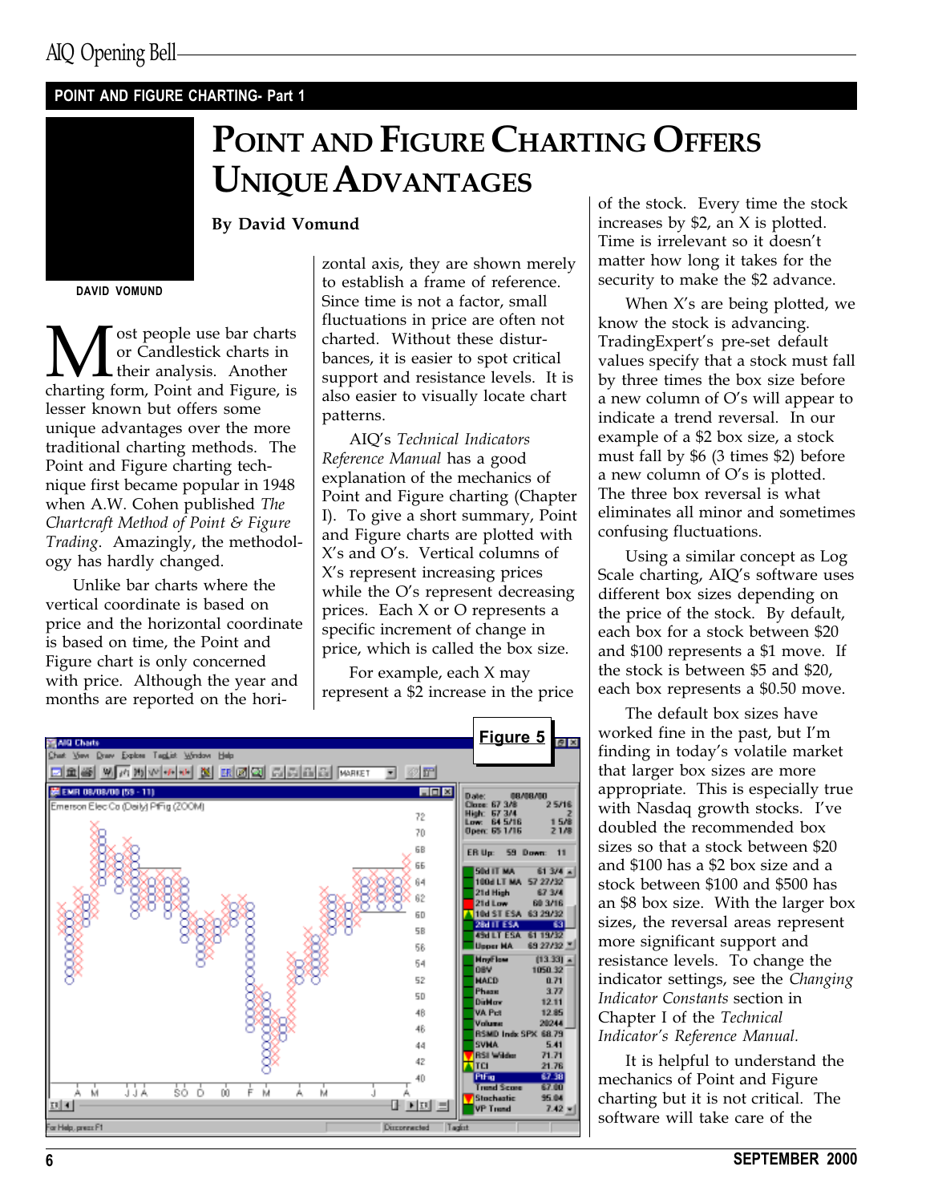## POINT AND FIGURE CHARTING- Part 1

# Point and Figure Charting Offers Unique Advantages

**By David Vomund**

DAVID VOMUND

Most people use bar charts or Candlestick charts in their analysis. Another charting form, Point and Figure, is lesser known but offers some unique advantages over the more traditional charting methods. The Point and Figure charting technique first became popular in 1948 when A.W. Cohen published *The Chartcraft Method of Point & Figure Trading*. Amazingly, the methodology has hardly changed.

Unlike bar charts where the vertical coordinate is based on price and the horizontal coordinate is based on time, the Point and Figure chart is only concerned with price. Although the year and months are reported on the horizontal axis, they are shown merely to establish a frame of reference. Since time is not a factor, small fluctuations in price are often not charted. Without these disturbances, it is easier to spot critical support and resistance levels. It is also easier to visually locate chart patterns.

AIQ's *Technical Indicators Reference Manual* has a good explanation of the mechanics of Point and Figure charting (Chapter I). To give a short summary, Point and Figure charts are plotted with X's and O's. Vertical columns of X's represent increasing prices while the O's represent decreasing prices. Each X or O represents a specific increment of change in price, which is called the box size.

For example, each X may represent a $2 increase in the price of the stock. Every time the stock increases by $2, an X is plotted. Time is irrelevant so it doesn't matter how long it takes for the security to make the $2 advance.

When X's are being plotted, we know the stock is advancing. TradingExpert's pre-set default values specify that a stock must fall by three times the box size before a new column of O's will appear to indicate a trend reversal. In our example of a $2 box size, a stock must fall by $6 (3 times $2) before a new column of O's is plotted. The three box reversal is what eliminates all minor and sometimes confusing fluctuations.

Using a similar concept as Log Scale charting, AIQ's software uses different box sizes depending on the price of the stock. By default, each box for a stock between $20 and $100 represents a $1 move. If the stock is between $5 and $20, each box represents a $0.50 move.

The default box sizes have worked fine in the past, but I'm finding in today's volatile market that larger box sizes are more appropriate. This is especially true with Nasdaq growth stocks. I've doubled the recommended box sizes so that a stock between $20 and $100 has a $2 box size and a stock between $100 and $500 has an $8 box size. With the larger box sizes, the reversal areas represent more significant support and resistance levels. To change the indicator settings, see the *Changing Indicator Constants* section in Chapter I of the *Technical Indicator's Reference Manual.*

**Figure 5**

It is helpful to understand the mechanics of Point and Figure charting but it is not critical. The software will take care of the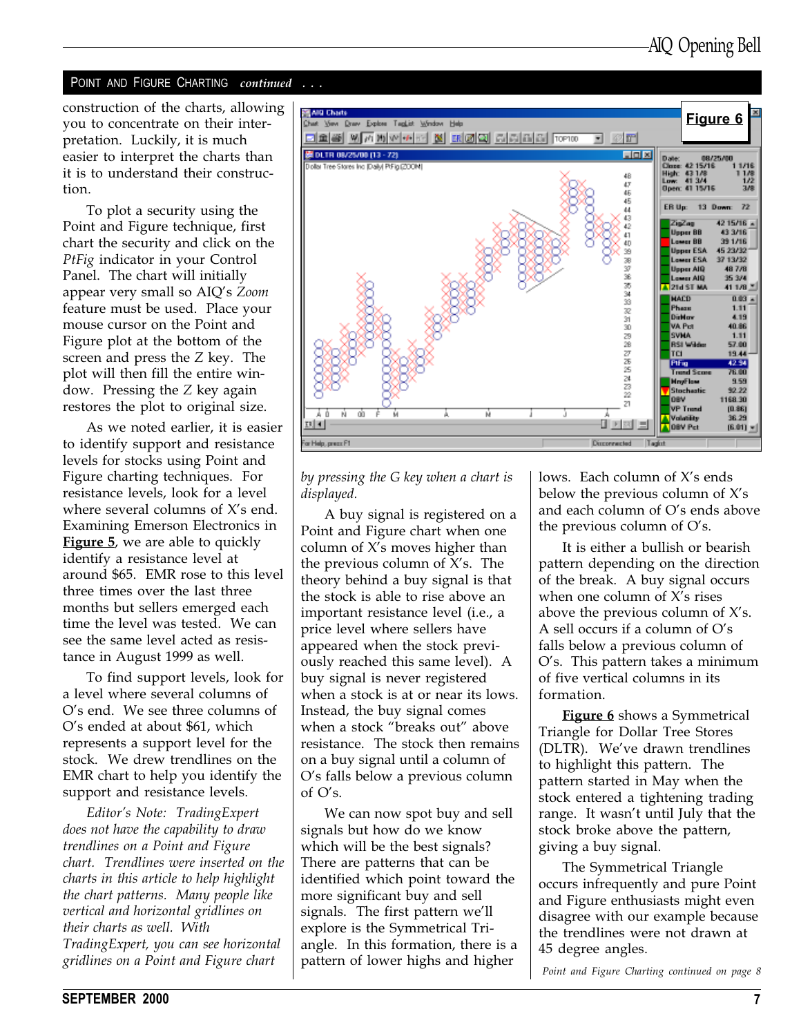## POINT AND FIGURE CHARTING *continued* . . .

construction of the charts, allowing you to concentrate on their interpretation. Luckily, it is much easier to interpret the charts than it is to understand their construction.

To plot a security using the Point and Figure technique, first chart the security and click on the *PtFig* indicator in your Control Panel. The chart will initially appear very small so AIQ's *Zoom* feature must be used. Place your mouse cursor on the Point and Figure plot at the bottom of the screen and press the Z key. The plot will then fill the entire window. Pressing the Z key again restores the plot to original size.

As we noted earlier, it is easier to identify support and resistance levels for stocks using Point and Figure charting techniques. For resistance levels, look for a level where several columns of X's end. Examining Emerson Electronics in **Figure 5**, we are able to quickly identify a resistance level at around $65. EMR rose to this level three times over the last three months but sellers emerged each time the level was tested. We can see the same level acted as resistance in August 1999 as well.

To find support levels, look for a level where several columns of O's end. We see three columns of O's ended at about $61, which represents a support level for the stock. We drew trendlines on the EMR chart to help you identify the support and resistance levels.

*Editor's Note: TradingExpert does not have the capability to draw trendlines on a Point and Figure chart. Trendlines were inserted on the charts in this article to help highlight the chart patterns. Many people like vertical and horizontal gridlines on their charts as well. With TradingExpert, you can see horizontal gridlines on a Point and Figure chart by pressing the G key when a chart is displayed.*

**Figure 6**

A buy signal is registered on a Point and Figure chart when one column of X's moves higher than the previous column of X's. The theory behind a buy signal is that the stock is able to rise above an important resistance level (i.e., a price level where sellers have appeared when the stock previously reached this same level). A buy signal is never registered when a stock is at or near its lows. Instead, the buy signal comes when a stock "breaks out" above resistance. The stock then remains on a buy signal until a column of O's falls below a previous column of O's.

We can now spot buy and sell signals but how do we know which will be the best signals? There are patterns that can be identified which point toward the more significant buy and sell signals. The first pattern we'll explore is the Symmetrical Triangle. In this formation, there is a pattern of lower highs and higher lows. Each column of X's ends below the previous column of X's and each column of O's ends above the previous column of O's.

It is either a bullish or bearish pattern depending on the direction of the break. A buy signal occurs when one column of X's rises above the previous column of X's. A sell occurs if a column of O's falls below a previous column of O's. This pattern takes a minimum of five vertical columns in its formation.

**Figure 6** shows a Symmetrical Triangle for Dollar Tree Stores (DLTR). We've drawn trendlines to highlight this pattern. The pattern started in May when the stock entered a tightening trading range. It wasn't until July that the stock broke above the pattern, giving a buy signal.

The Symmetrical Triangle occurs infrequently and pure Point and Figure enthusiasts might even disagree with our example because the trendlines were not drawn at 45 degree angles.

*Point and Figure Charting continued on page 8*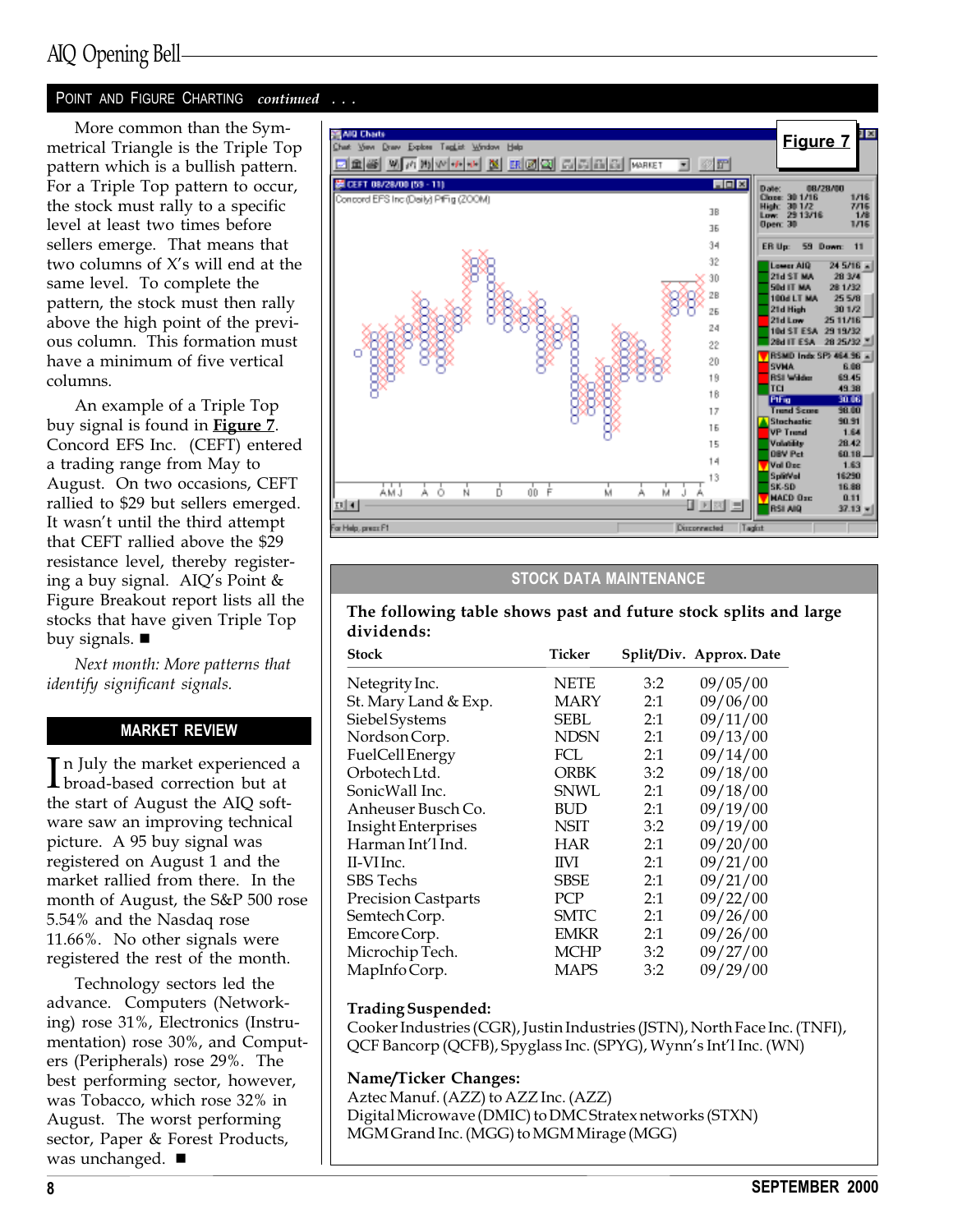## POINT AND FIGURE CHARTING *continued . . .*

More common than the Symmetrical Triangle is the Triple Top pattern which is a bullish pattern. For a Triple Top pattern to occur, the stock must rally to a specific level at least two times before sellers emerge. That means that two columns of X's will end at the same level. To complete the pattern, the stock must then rally above the high point of the previous column. This formation must have a minimum of five vertical columns.

An example of a Triple Top buy signal is found in **Figure 7**. Concord EFS Inc. (CEFT) entered a trading range from May to August. On two occasions, CEFT rallied to $29 but sellers emerged. It wasn't until the third attempt that CEFT rallied above the $29 resistance level, thereby registering a buy signal. AIQ's Point & Figure Breakout report lists all the stocks that have given Triple Top buy signals. ■

*Next month: More patterns that identify significant signals.*

**Figure 7**

## MARKET REVIEW

In July the market experienced a broad-based correction but at the start of August the AIQ software saw an improving technical picture. A 95 buy signal was registered on August 1 and the market rallied from there. In the month of August, the S&P 500 rose 5.54% and the Nasdaq rose 11.66%. No other signals were registered the rest of the month.

Technology sectors led the advance. Computers (Networking) rose 31%, Electronics (Instrumentation) rose 30%, and Computers (Peripherals) rose 29%. The best performing sector, however, was Tobacco, which rose 32% in August. The worst performing sector, Paper & Forest Products, was unchanged. ■

## STOCK DATA MAINTENANCE

**The following table shows past and future stock splits and large dividends:**

| Stock | Ticker | Split/Div. | Approx. Date |
|---|---|---|---|
| Netegrity Inc. | NETE | 3:2 | 09/05/00 |
| St. Mary Land & Exp. | MARY | 2:1 | 09/06/00 |
| Siebel Systems | SEBL | 2:1 | 09/11/00 |
| Nordson Corp. | NDSN | 2:1 | 09/13/00 |
| FuelCell Energy | FCL | 2:1 | 09/14/00 |
| Orbotech Ltd. | ORBK | 3:2 | 09/18/00 |
| SonicWall Inc. | SNWL | 2:1 | 09/18/00 |
| Anheuser Busch Co. | BUD | 2:1 | 09/19/00 |
| Insight Enterprises | NSIT | 3:2 | 09/19/00 |
| Harman Int'l Ind. | HAR | 2:1 | 09/20/00 |
| II-VI Inc. | IIVI | 2:1 | 09/21/00 |
| SBS Techs | SBSE | 2:1 | 09/21/00 |
| Precision Castparts | PCP | 2:1 | 09/22/00 |
| Semtech Corp. | SMTC | 2:1 | 09/26/00 |
| Emcore Corp. | EMKR | 2:1 | 09/26/00 |
| Microchip Tech. | MCHP | 3:2 | 09/27/00 |
| MapInfo Corp. | MAPS | 3:2 | 09/29/00 |

**Trading Suspended:**
Cooker Industries (CGR), Justin Industries (JSTN), North Face Inc. (TNFI), QCF Bancorp (QCFB), Spyglass Inc. (SPYG), Wynn's Int'l Inc. (WN)

**Name/Ticker Changes:**
Aztec Manuf. (AZZ) to AZZ Inc. (AZZ)
Digital Microwave (DMIC) to DMC Stratex networks (STXN)
MGM Grand Inc. (MGG) to MGM Mirage (MGG)